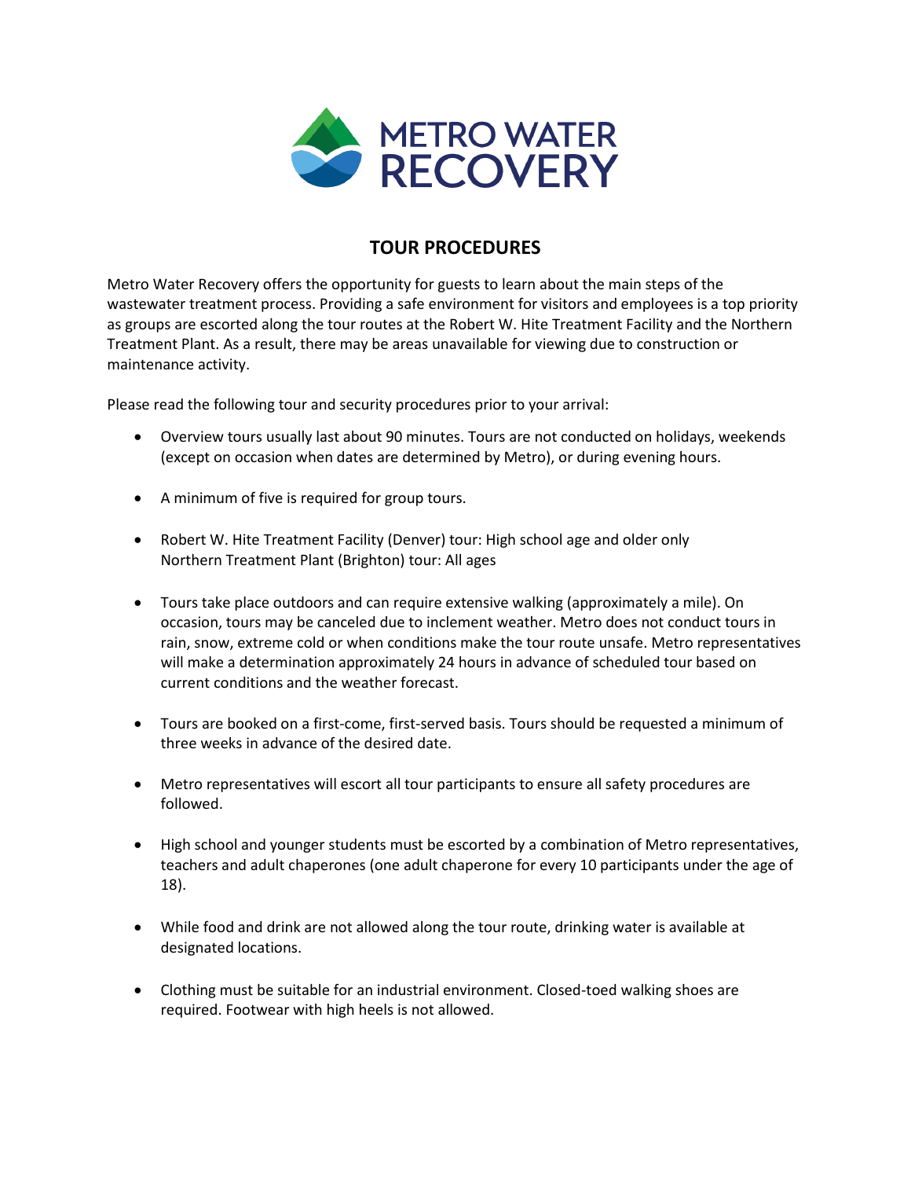METRO WATER RECOVERY

# TOUR PROCEDURES

Metro Water Recovery offers the opportunity for guests to learn about the main steps of the wastewater treatment process. Providing a safe environment for visitors and employees is a top priority as groups are escorted along the tour routes at the Robert W. Hite Treatment Facility and the Northern Treatment Plant. As a result, there may be areas unavailable for viewing due to construction or maintenance activity.

Please read the following tour and security procedures prior to your arrival:

- Overview tours usually last about 90 minutes. Tours are not conducted on holidays, weekends (except on occasion when dates are determined by Metro), or during evening hours.

- A minimum of five is required for group tours.

- Robert W. Hite Treatment Facility (Denver) tour: High school age and older only
  Northern Treatment Plant (Brighton) tour: All ages

- Tours take place outdoors and can require extensive walking (approximately a mile). On occasion, tours may be canceled due to inclement weather. Metro does not conduct tours in rain, snow, extreme cold or when conditions make the tour route unsafe. Metro representatives will make a determination approximately 24 hours in advance of scheduled tour based on current conditions and the weather forecast.

- Tours are booked on a first-come, first-served basis. Tours should be requested a minimum of three weeks in advance of the desired date.

- Metro representatives will escort all tour participants to ensure all safety procedures are followed.

- High school and younger students must be escorted by a combination of Metro representatives, teachers and adult chaperones (one adult chaperone for every 10 participants under the age of 18).

- While food and drink are not allowed along the tour route, drinking water is available at designated locations.

- Clothing must be suitable for an industrial environment. Closed-toed walking shoes are required. Footwear with high heels is not allowed.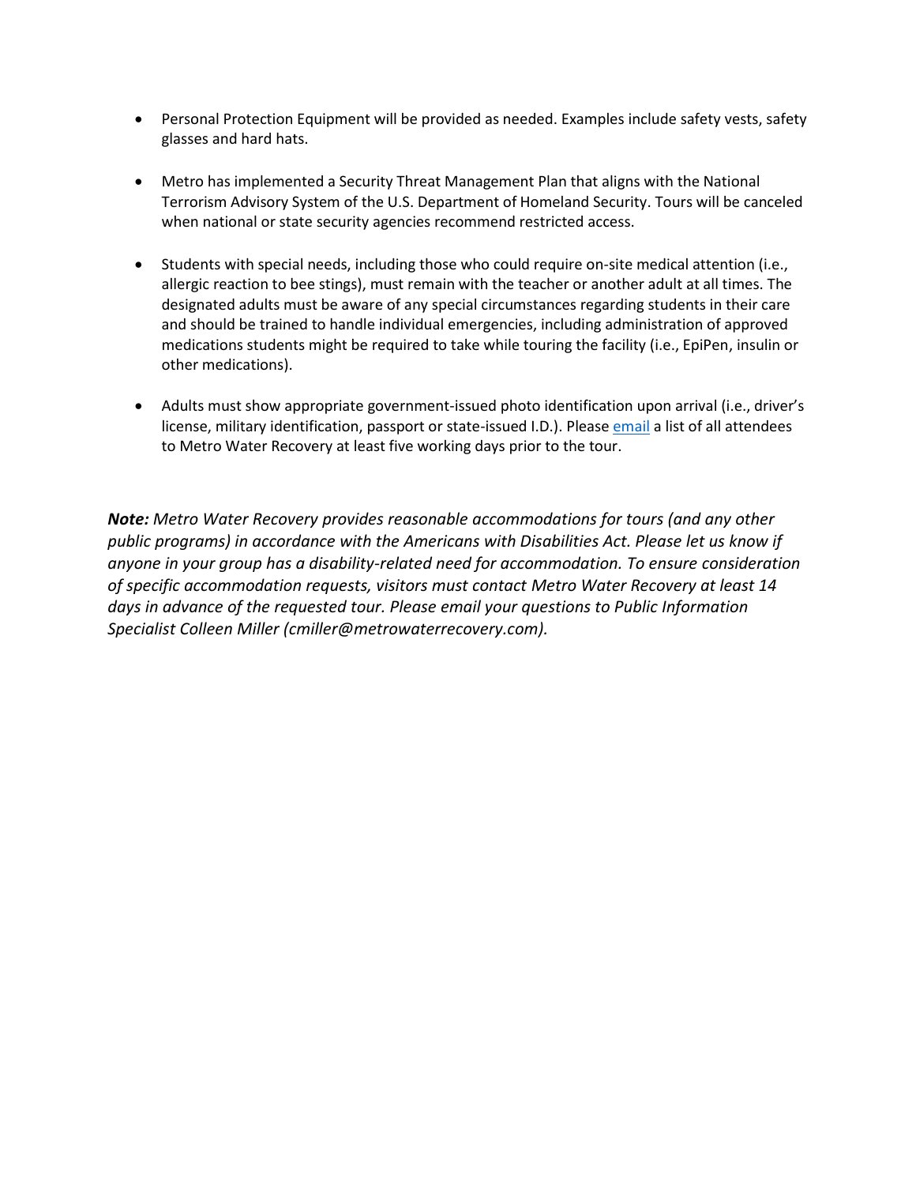- Personal Protection Equipment will be provided as needed. Examples include safety vests, safety glasses and hard hats.

- Metro has implemented a Security Threat Management Plan that aligns with the National Terrorism Advisory System of the U.S. Department of Homeland Security. Tours will be canceled when national or state security agencies recommend restricted access.

- Students with special needs, including those who could require on-site medical attention (i.e., allergic reaction to bee stings), must remain with the teacher or another adult at all times. The designated adults must be aware of any special circumstances regarding students in their care and should be trained to handle individual emergencies, including administration of approved medications students might be required to take while touring the facility (i.e., EpiPen, insulin or other medications).

- Adults must show appropriate government-issued photo identification upon arrival (i.e., driver's license, military identification, passport or state-issued I.D.). Please email a list of all attendees to Metro Water Recovery at least five working days prior to the tour.

***Note:*** *Metro Water Recovery provides reasonable accommodations for tours (and any other public programs) in accordance with the Americans with Disabilities Act. Please let us know if anyone in your group has a disability-related need for accommodation. To ensure consideration of specific accommodation requests, visitors must contact Metro Water Recovery at least 14 days in advance of the requested tour. Please email your questions to Public Information Specialist Colleen Miller (cmiller@metrowaterrecovery.com).*